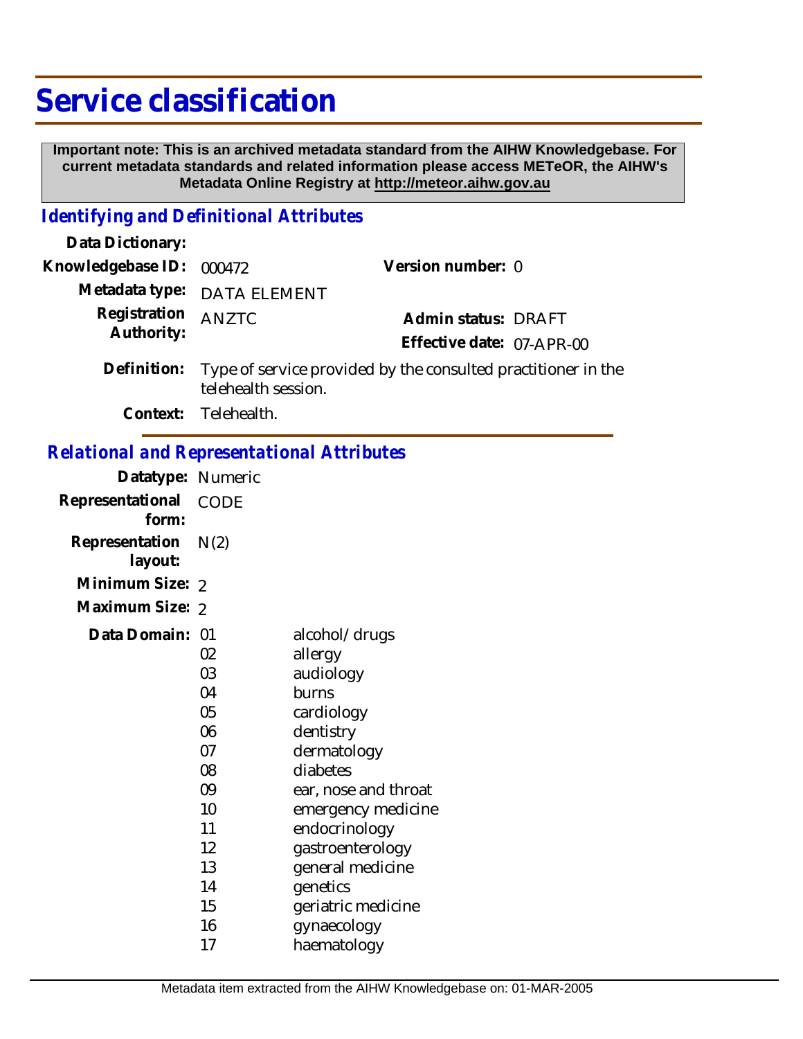# Service classification

**Important note: This is an archived metadata standard from the AIHW Knowledgebase. For current metadata standards and related information please access METeOR, the AIHW's Metadata Online Registry at http://meteor.aihw.gov.au**

## *Identifying and Definitional Attributes*

**Data Dictionary:**

**Knowledgebase ID:** 000472 **Version number:** 0

**Metadata type:** DATA ELEMENT

**Registration Authority:** ANZTC **Admin status:** DRAFT

**Effective date:** 07-APR-00

**Definition:** Type of service provided by the consulted practitioner in the telehealth session.

**Context:** Telehealth.

## *Relational and Representational Attributes*

**Datatype:** Numeric

**Representational form:** CODE

**Representation layout:** N(2)

**Minimum Size:** 2

**Maximum Size:** 2

**Data Domain:**

| Code | Description |
|---|---|
| 01 | alcohol/ drugs |
| 02 | allergy |
| 03 | audiology |
| 04 | burns |
| 05 | cardiology |
| 06 | dentistry |
| 07 | dermatology |
| 08 | diabetes |
| 09 | ear, nose and throat |
| 10 | emergency medicine |
| 11 | endocrinology |
| 12 | gastroenterology |
| 13 | general medicine |
| 14 | genetics |
| 15 | geriatric medicine |
| 16 | gynaecology |
| 17 | haematology |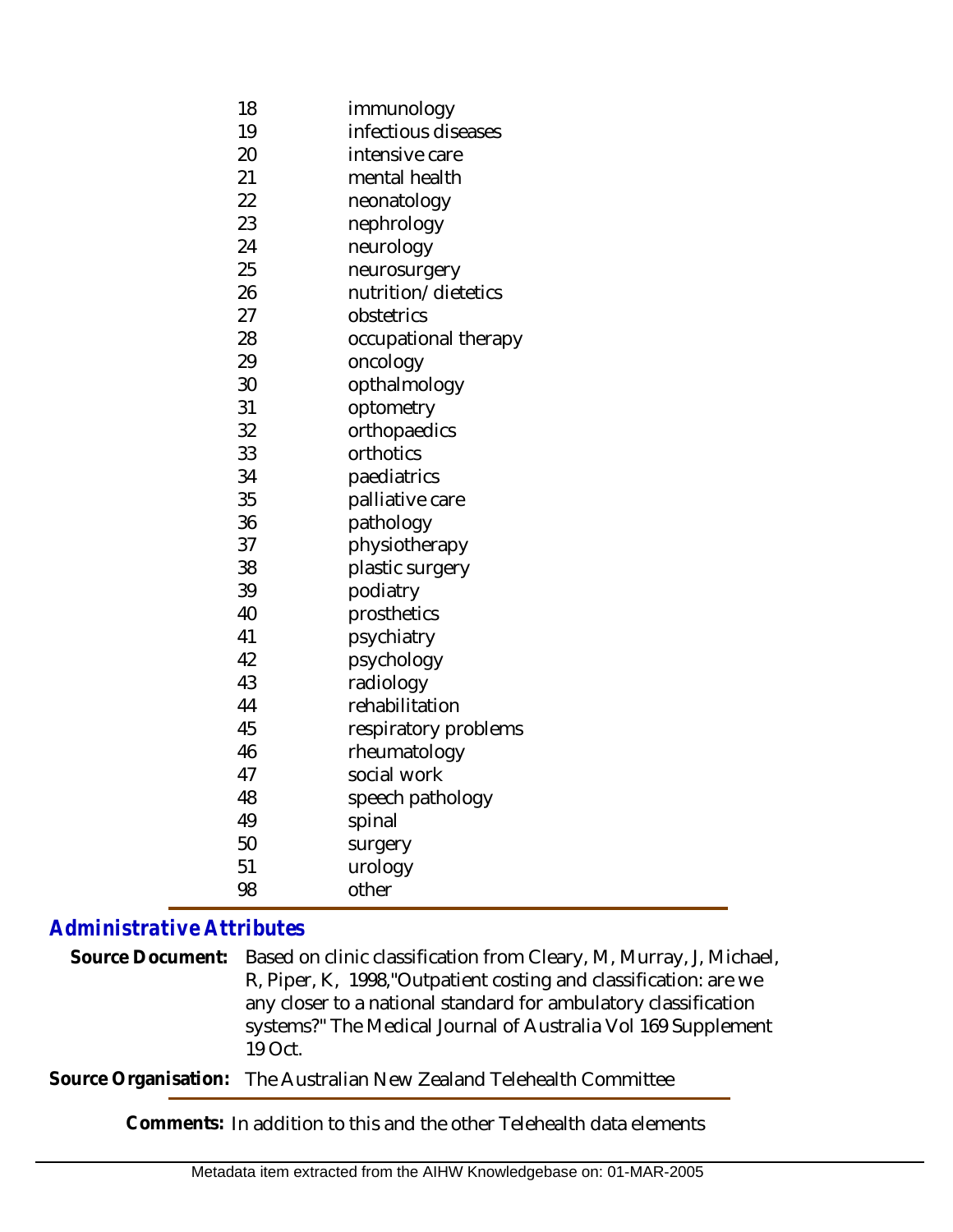| | |
|---|---|
| 18 | immunology |
| 19 | infectious diseases |
| 20 | intensive care |
| 21 | mental health |
| 22 | neonatology |
| 23 | nephrology |
| 24 | neurology |
| 25 | neurosurgery |
| 26 | nutrition/dietetics |
| 27 | obstetrics |
| 28 | occupational therapy |
| 29 | oncology |
| 30 | opthalmology |
| 31 | optometry |
| 32 | orthopaedics |
| 33 | orthotics |
| 34 | paediatrics |
| 35 | palliative care |
| 36 | pathology |
| 37 | physiotherapy |
| 38 | plastic surgery |
| 39 | podiatry |
| 40 | prosthetics |
| 41 | psychiatry |
| 42 | psychology |
| 43 | radiology |
| 44 | rehabilitation |
| 45 | respiratory problems |
| 46 | rheumatology |
| 47 | social work |
| 48 | speech pathology |
| 49 | spinal |
| 50 | surgery |
| 51 | urology |
| 98 | other |

## *Administrative Attributes*

**Source Document:** Based on clinic classification from Cleary, M, Murray, J, Michael, R, Piper, K, 1998,"Outpatient costing and classification: are we any closer to a national standard for ambulatory classification systems?" The Medical Journal of Australia Vol 169 Supplement 19 Oct.

**Source Organisation:** The Australian New Zealand Telehealth Committee

**Comments:** In addition to this and the other Telehealth data elements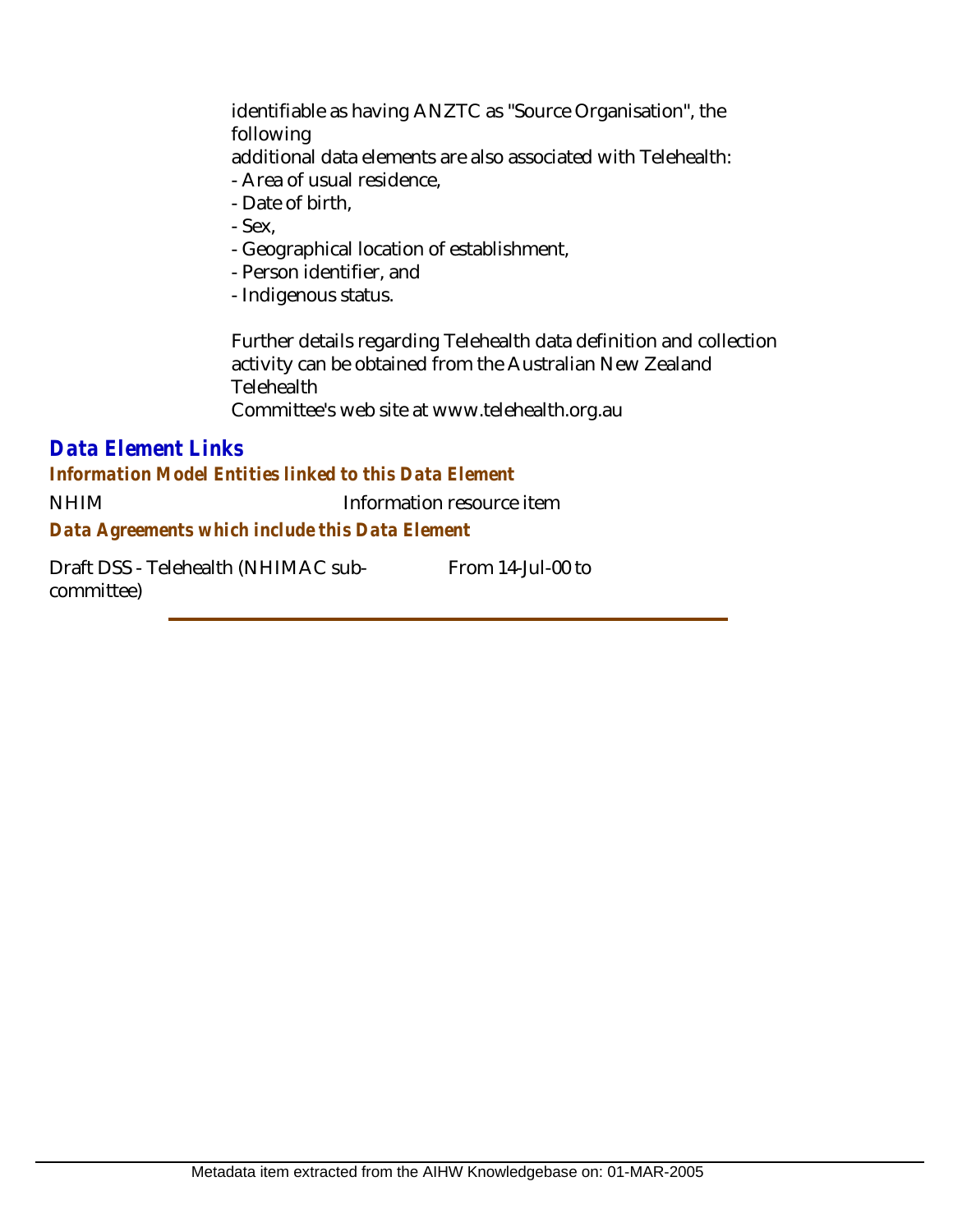identifiable as having ANZTC as "Source Organisation", the following
additional data elements are also associated with Telehealth:
- Area of usual residence,
- Date of birth,
- Sex,
- Geographical location of establishment,
- Person identifier, and
- Indigenous status.

Further details regarding Telehealth data definition and collection activity can be obtained from the Australian New Zealand Telehealth
Committee's web site at www.telehealth.org.au

## Data Element Links

### Information Model Entities linked to this Data Element

| | |
|---|---|
| NHIM | Information resource item |

### Data Agreements which include this Data Element

| | |
|---|---|
| Draft DSS - Telehealth (NHIMAC sub-committee) | From 14-Jul-00 to |

Metadata item extracted from the AIHW Knowledgebase on: 01-MAR-2005